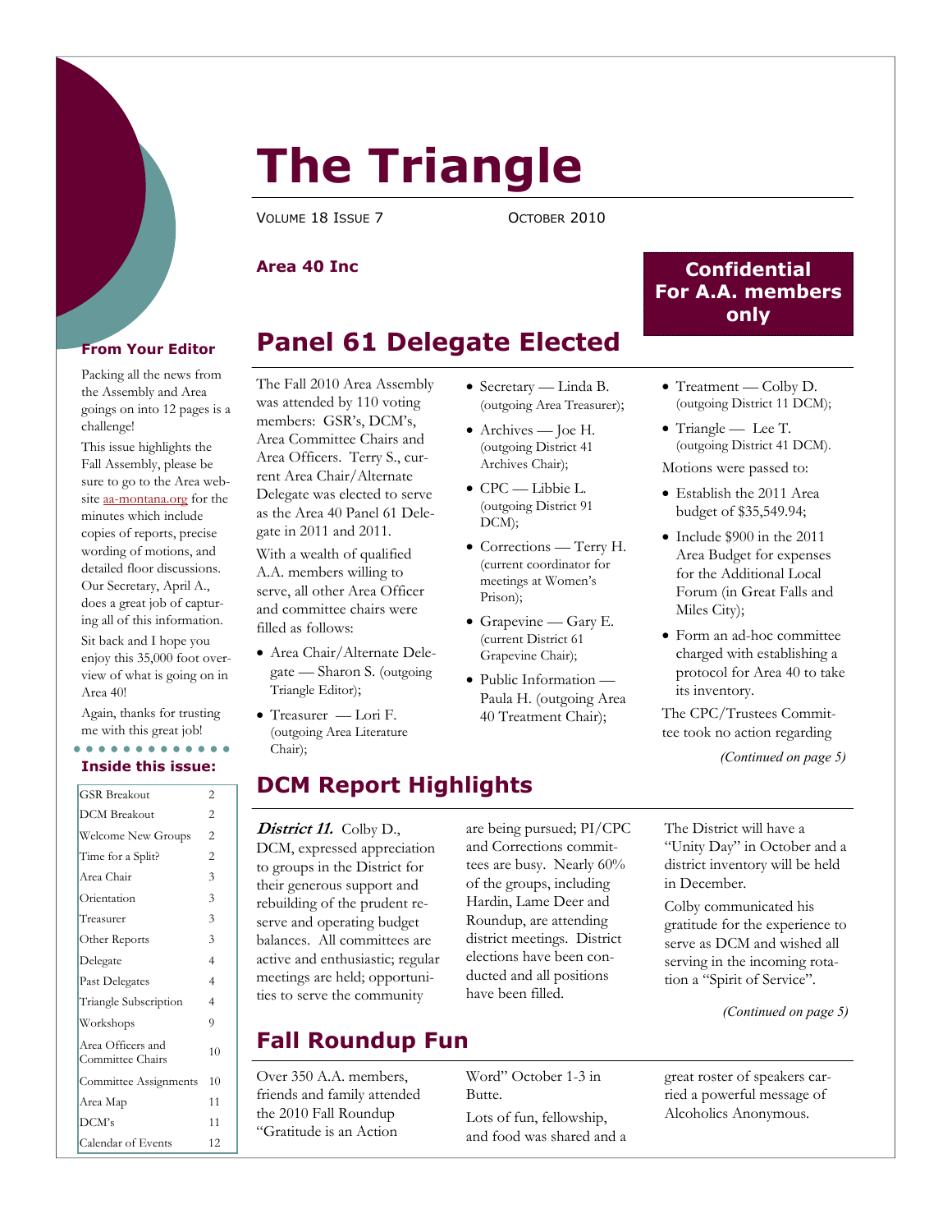# The Triangle

VOLUME 18 ISSUE 7 OCTOBER 2010

**Area 40 Inc**

**Confidential For A.A. members only**

### From Your Editor

Packing all the news from the Assembly and Area goings on into 12 pages is a challenge!

This issue highlights the Fall Assembly, please be sure to go to the Area website aa-montana.org for the minutes which include copies of reports, precise wording of motions, and detailed floor discussions. Our Secretary, April A., does a great job of capturing all of this information.

Sit back and I hope you enjoy this 35,000 foot overview of what is going on in Area 40!

Again, thanks for trusting me with this great job!

### Inside this issue:

| | |
|---|---|
| GSR Breakout | 2 |
| DCM Breakout | 2 |
| Welcome New Groups | 2 |
| Time for a Split? | 2 |
| Area Chair | 3 |
| Orientation | 3 |
| Treasurer | 3 |
| Other Reports | 3 |
| Delegate | 4 |
| Past Delegates | 4 |
| Triangle Subscription | 4 |
| Workshops | 9 |
| Area Officers and Committee Chairs | 10 |
| Committee Assignments | 10 |
| Area Map | 11 |
| DCM's | 11 |
| Calendar of Events | 12 |

## Panel 61 Delegate Elected

The Fall 2010 Area Assembly was attended by 110 voting members: GSR's, DCM's, Area Committee Chairs and Area Officers. Terry S., current Area Chair/Alternate Delegate was elected to serve as the Area 40 Panel 61 Delegate in 2011 and 2011.

With a wealth of qualified A.A. members willing to serve, all other Area Officer and committee chairs were filled as follows:

- Area Chair/Alternate Delegate — Sharon S. (outgoing Triangle Editor);
- Treasurer — Lori F. (outgoing Area Literature Chair);
- Secretary — Linda B. (outgoing Area Treasurer);
- Archives — Joe H. (outgoing District 41 Archives Chair);
- CPC — Libbie L. (outgoing District 91 DCM);
- Corrections — Terry H. (current coordinator for meetings at Women's Prison);
- Grapevine — Gary E. (current District 61 Grapevine Chair);
- Public Information — Paula H. (outgoing Area 40 Treatment Chair);
- Treatment — Colby D. (outgoing District 11 DCM);
- Triangle — Lee T. (outgoing District 41 DCM).

Motions were passed to:

- Establish the 2011 Area budget of $35,549.94;
- Include $900 in the 2011 Area Budget for expenses for the Additional Local Forum (in Great Falls and Miles City);
- Form an ad-hoc committee charged with establishing a protocol for Area 40 to take its inventory.

The CPC/Trustees Committee took no action regarding

*(Continued on page 5)*

## DCM Report Highlights

***District 11.*** Colby D., DCM, expressed appreciation to groups in the District for their generous support and rebuilding of the prudent reserve and operating budget balances. All committees are active and enthusiastic; regular meetings are held; opportunities to serve the community are being pursued; PI/CPC and Corrections committees are busy. Nearly 60% of the groups, including Hardin, Lame Deer and Roundup, are attending district meetings. District elections have been conducted and all positions have been filled.

The District will have a "Unity Day" in October and a district inventory will be held in December.

Colby communicated his gratitude for the experience to serve as DCM and wished all serving in the incoming rotation a "Spirit of Service".

*(Continued on page 5)*

## Fall Roundup Fun

Over 350 A.A. members, friends and family attended the 2010 Fall Roundup "Gratitude is an Action Word" October 1-3 in Butte.

Lots of fun, fellowship, and food was shared and a great roster of speakers carried a powerful message of Alcoholics Anonymous.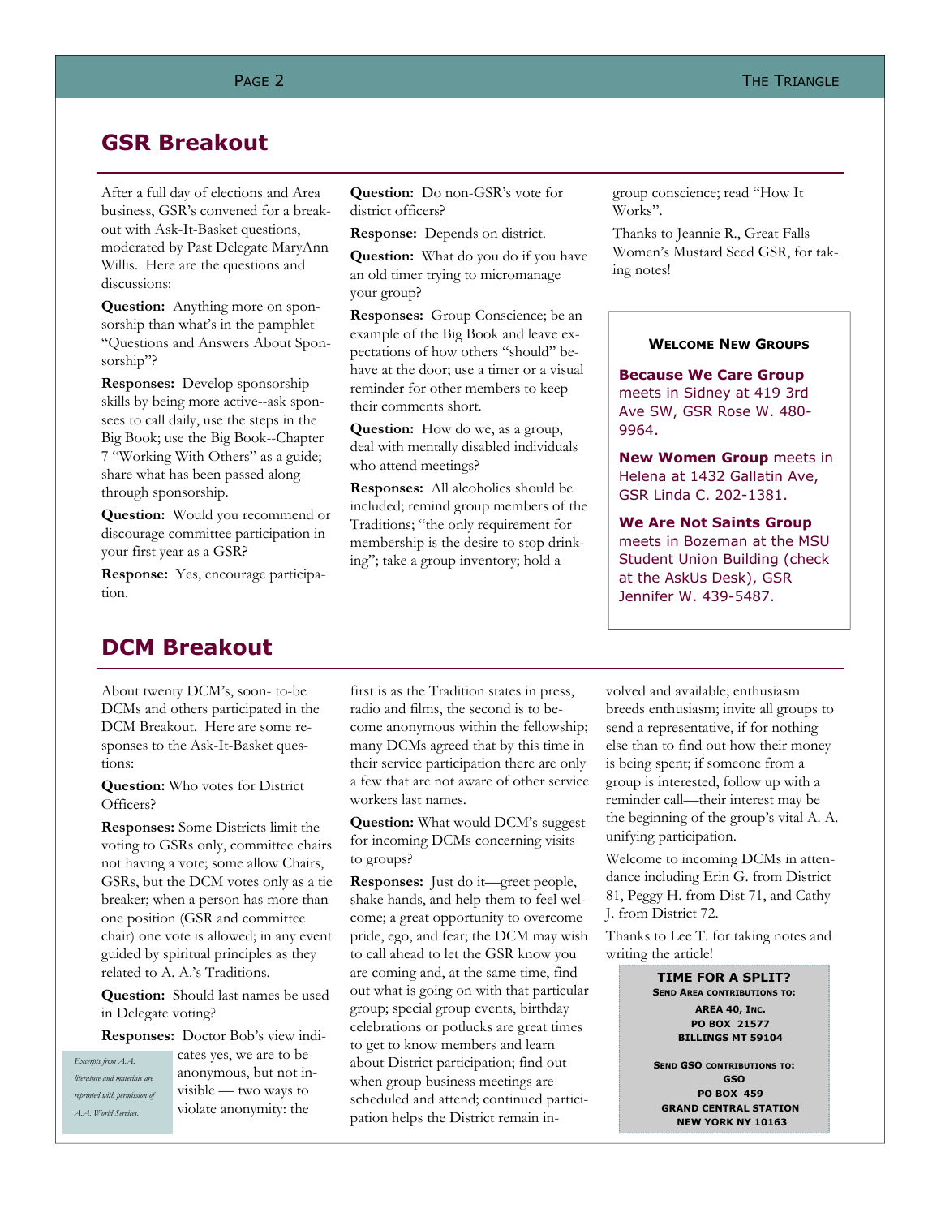## GSR Breakout

After a full day of elections and Area business, GSR's convened for a breakout with Ask-It-Basket questions, moderated by Past Delegate MaryAnn Willis. Here are the questions and discussions:

**Question:** Anything more on sponsorship than what's in the pamphlet "Questions and Answers About Sponsorship"?

**Responses:** Develop sponsorship skills by being more active--ask sponsees to call daily, use the steps in the Big Book; use the Big Book--Chapter 7 "Working With Others" as a guide; share what has been passed along through sponsorship.

**Question:** Would you recommend or discourage committee participation in your first year as a GSR?

**Response:** Yes, encourage participation.

**Question:** Do non-GSR's vote for district officers?

**Response:** Depends on district.

**Question:** What do you do if you have an old timer trying to micromanage your group?

**Responses:** Group Conscience; be an example of the Big Book and leave expectations of how others "should" behave at the door; use a timer or a visual reminder for other members to keep their comments short.

**Question:** How do we, as a group, deal with mentally disabled individuals who attend meetings?

**Responses:** All alcoholics should be included; remind group members of the Traditions; "the only requirement for membership is the desire to stop drinking"; take a group inventory; hold a group conscience; read "How It Works".

Thanks to Jeannie R., Great Falls Women's Mustard Seed GSR, for taking notes!

**WELCOME NEW GROUPS**

**Because We Care Group** meets in Sidney at 419 3rd Ave SW, GSR Rose W. 480-9964.

**New Women Group** meets in Helena at 1432 Gallatin Ave, GSR Linda C. 202-1381.

**We Are Not Saints Group** meets in Bozeman at the MSU Student Union Building (check at the AskUs Desk), GSR Jennifer W. 439-5487.

## DCM Breakout

About twenty DCM's, soon- to-be DCMs and others participated in the DCM Breakout. Here are some responses to the Ask-It-Basket questions:

**Question:** Who votes for District Officers?

**Responses:** Some Districts limit the voting to GSRs only, committee chairs not having a vote; some allow Chairs, GSRs, but the DCM votes only as a tie breaker; when a person has more than one position (GSR and committee chair) one vote is allowed; in any event guided by spiritual principles as they related to A. A.'s Traditions.

**Question:** Should last names be used in Delegate voting?

**Responses:** Doctor Bob's view indicates yes, we are to be anonymous, but not invisible — two ways to violate anonymity: the first is as the Tradition states in press, radio and films, the second is to become anonymous within the fellowship; many DCMs agreed that by this time in their service participation there are only a few that are not aware of other service workers last names.

**Question:** What would DCM's suggest for incoming DCMs concerning visits to groups?

**Responses:** Just do it—greet people, shake hands, and help them to feel welcome; a great opportunity to overcome pride, ego, and fear; the DCM may wish to call ahead to let the GSR know you are coming and, at the same time, find out what is going on with that particular group; special group events, birthday celebrations or potlucks are great times to get to know members and learn about District participation; find out when group business meetings are scheduled and attend; continued participation helps the District remain involved and available; enthusiasm breeds enthusiasm; invite all groups to send a representative, if for nothing else than to find out how their money is being spent; if someone from a group is interested, follow up with a reminder call—their interest may be the beginning of the group's vital A. A. unifying participation.

Welcome to incoming DCMs in attendance including Erin G. from District 81, Peggy H. from Dist 71, and Cathy J. from District 72.

Thanks to Lee T. for taking notes and writing the article!

*Excerpts from A.A. literature and materials are reprinted with permission of A.A. World Services.*

**TIME FOR A SPLIT?**

**SEND AREA CONTRIBUTIONS TO:**
**AREA 40, INC.**
**PO BOX 21577**
**BILLINGS MT 59104**

**SEND GSO CONTRIBUTIONS TO:**
**GSO**
**PO BOX 459**
**GRAND CENTRAL STATION**
**NEW YORK NY 10163**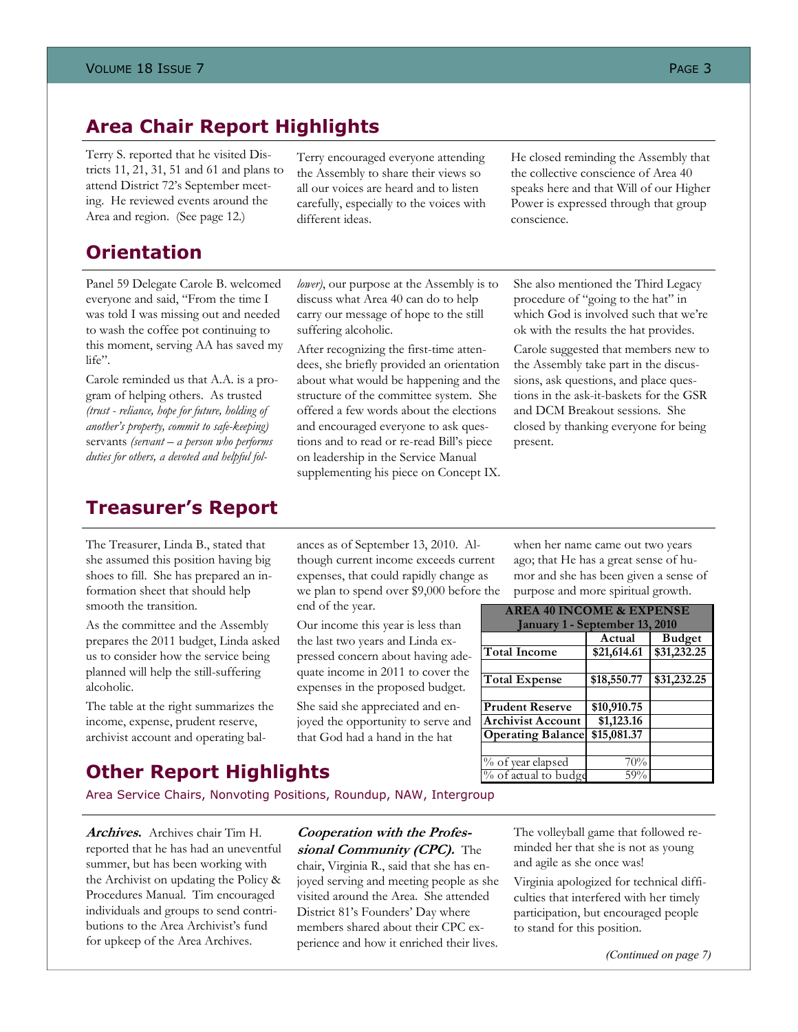## Area Chair Report Highlights

Terry S. reported that he visited Districts 11, 21, 31, 51 and 61 and plans to attend District 72's September meeting. He reviewed events around the Area and region. (See page 12.)

Terry encouraged everyone attending the Assembly to share their views so all our voices are heard and to listen carefully, especially to the voices with different ideas.

He closed reminding the Assembly that the collective conscience of Area 40 speaks here and that Will of our Higher Power is expressed through that group conscience.

## Orientation

Panel 59 Delegate Carole B. welcomed everyone and said, "From the time I was told I was missing out and needed to wash the coffee pot continuing to this moment, serving AA has saved my life".

Carole reminded us that A.A. is a program of helping others. As trusted *(trust - reliance, hope for future, holding of another's property, commit to safe-keeping)* servants *(servant – a person who performs duties for others, a devoted and helpful follower)*, our purpose at the Assembly is to discuss what Area 40 can do to help carry our message of hope to the still suffering alcoholic.

After recognizing the first-time attendees, she briefly provided an orientation about what would be happening and the structure of the committee system. She offered a few words about the elections and encouraged everyone to ask questions and to read or re-read Bill's piece on leadership in the Service Manual supplementing his piece on Concept IX.

She also mentioned the Third Legacy procedure of "going to the hat" in which God is involved such that we're ok with the results the hat provides.

Carole suggested that members new to the Assembly take part in the discussions, ask questions, and place questions in the ask-it-baskets for the GSR and DCM Breakout sessions. She closed by thanking everyone for being present.

## Treasurer's Report

The Treasurer, Linda B., stated that she assumed this position having big shoes to fill. She has prepared an information sheet that should help smooth the transition.

As the committee and the Assembly prepares the 2011 budget, Linda asked us to consider how the service being planned will help the still-suffering alcoholic.

The table at the right summarizes the income, expense, prudent reserve, archivist account and operating balances as of September 13, 2010. Although current income exceeds current expenses, that could rapidly change as we plan to spend over $9,000 before the end of the year.

Our income this year is less than the last two years and Linda expressed concern about having adequate income in 2011 to cover the expenses in the proposed budget.

She said she appreciated and enjoyed the opportunity to serve and that God had a hand in the hat when her name came out two years ago; that He has a great sense of humor and she has been given a sense of purpose and more spiritual growth.

| AREA 40 INCOME & EXPENSE January 1 - September 13, 2010 | | |
|---|---|---|
| | Actual | Budget |
| Total Income | $21,614.61 | $31,232.25 |
| | | |
| Total Expense | $18,550.77 | $31,232.25 |
| | | |
| Prudent Reserve | $10,910.75 | |
| Archivist Account | $1,123.16 | |
| Operating Balance | $15,081.37 | |
| | | |
| % of year elapsed | 70% | |
| % of actual to budget | 59% | |

## Other Report Highlights

Area Service Chairs, Nonvoting Positions, Roundup, NAW, Intergroup

***Archives.*** Archives chair Tim H. reported that he has had an uneventful summer, but has been working with the Archivist on updating the Policy & Procedures Manual. Tim encouraged individuals and groups to send contributions to the Area Archivist's fund for upkeep of the Area Archives.

***Cooperation with the Professional Community (CPC).*** The chair, Virginia R., said that she has enjoyed serving and meeting people as she visited around the Area. She attended District 81's Founders' Day where members shared about their CPC experience and how it enriched their lives. The volleyball game that followed reminded her that she is not as young and agile as she once was!

Virginia apologized for technical difficulties that interfered with her timely participation, but encouraged people to stand for this position.

*(Continued on page 7)*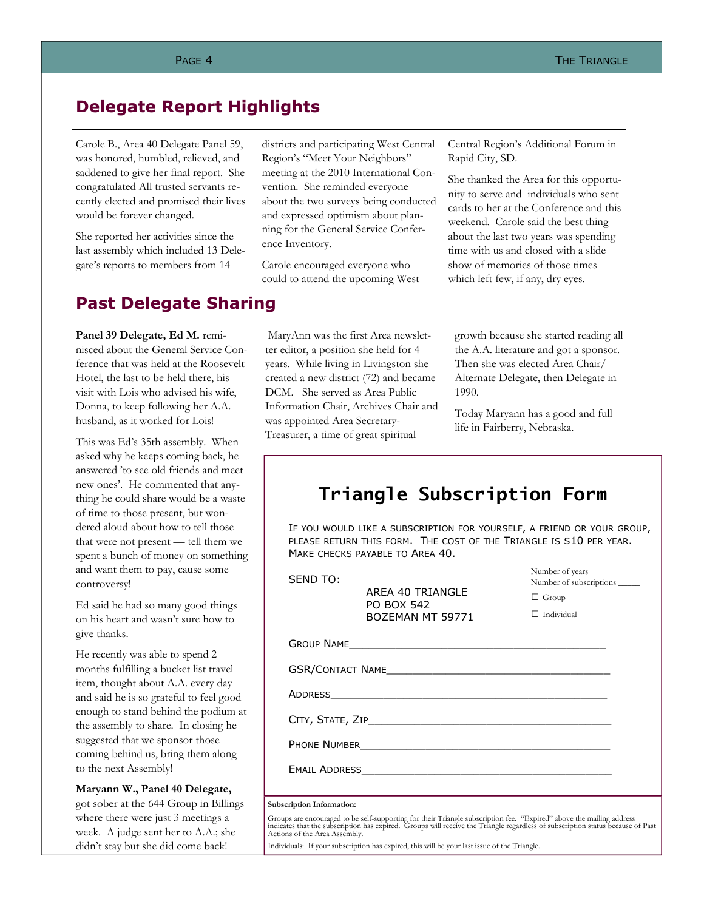## Delegate Report Highlights

Carole B., Area 40 Delegate Panel 59, was honored, humbled, relieved, and saddened to give her final report. She congratulated All trusted servants recently elected and promised their lives would be forever changed.

She reported her activities since the last assembly which included 13 Delegate's reports to members from 14 districts and participating West Central Region's "Meet Your Neighbors" meeting at the 2010 International Convention. She reminded everyone about the two surveys being conducted and expressed optimism about planning for the General Service Conference Inventory.

Carole encouraged everyone who could to attend the upcoming West Central Region's Additional Forum in Rapid City, SD.

She thanked the Area for this opportunity to serve and individuals who sent cards to her at the Conference and this weekend. Carole said the best thing about the last two years was spending time with us and closed with a slide show of memories of those times which left few, if any, dry eyes.

## Past Delegate Sharing

**Panel 39 Delegate, Ed M.** reminisced about the General Service Conference that was held at the Roosevelt Hotel, the last to be held there, his visit with Lois who advised his wife, Donna, to keep following her A.A. husband, as it worked for Lois!

This was Ed's 35th assembly. When asked why he keeps coming back, he answered 'to see old friends and meet new ones'. He commented that anything he could share would be a waste of time to those present, but wondered aloud about how to tell those that were not present — tell them we spent a bunch of money on something and want them to pay, cause some controversy!

Ed said he had so many good things on his heart and wasn't sure how to give thanks.

He recently was able to spend 2 months fulfilling a bucket list travel item, thought about A.A. every day and said he is so grateful to feel good enough to stand behind the podium at the assembly to share. In closing he suggested that we sponsor those coming behind us, bring them along to the next Assembly!

**Maryann W., Panel 40 Delegate,** got sober at the 644 Group in Billings where there were just 3 meetings a week. A judge sent her to A.A.; she didn't stay but she did come back!

MaryAnn was the first Area newsletter editor, a position she held for 4 years. While living in Livingston she created a new district (72) and became DCM. She served as Area Public Information Chair, Archives Chair and was appointed Area Secretary-Treasurer, a time of great spiritual growth because she started reading all the A.A. literature and got a sponsor. Then she was elected Area Chair/ Alternate Delegate, then Delegate in 1990.

Today Maryann has a good and full life in Fairberry, Nebraska.

## Triangle Subscription Form

If you would like a subscription for yourself, a friend or your group, please return this form. The cost of the Triangle is $10 per year. Make checks payable to Area 40.

SEND TO:

AREA 40 TRIANGLE
PO BOX 542
BOZEMAN MT 59771

Number of years _____
Number of subscriptions _____
☐ Group
☐ Individual

Group Name_________________________________________

GSR/Contact Name___________________________________

Address____________________________________________

City, State, Zip_____________________________________

Phone Number______________________________________

Email Address______________________________________

**Subscription Information:**

Groups are encouraged to be self-supporting for their Triangle subscription fee. "Expired" above the mailing address indicates that the subscription has expired. Groups will receive the Triangle regardless of subscription status because of Past Actions of the Area Assembly.

Individuals: If your subscription has expired, this will be your last issue of the Triangle.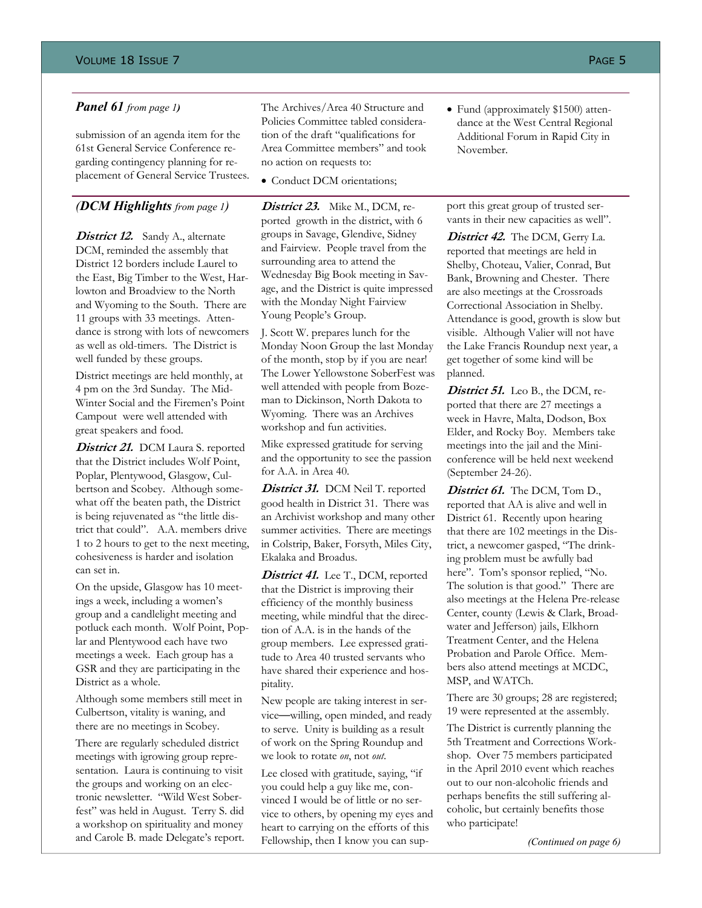### *Panel 61* *from page 1)*

submission of an agenda item for the 61st General Service Conference regarding contingency planning for replacement of General Service Trustees.

The Archives/Area 40 Structure and Policies Committee tabled consideration of the draft "qualifications for Area Committee members" and took no action on requests to:

- Conduct DCM orientations;
- Fund (approximately $1500) attendance at the West Central Regional Additional Forum in Rapid City in November.

### *(DCM Highlights* *from page 1)*

***District 12.*** Sandy A., alternate DCM, reminded the assembly that District 12 borders include Laurel to the East, Big Timber to the West, Harlowton and Broadview to the North and Wyoming to the South. There are 11 groups with 33 meetings. Attendance is strong with lots of newcomers as well as old-timers. The District is well funded by these groups.

District meetings are held monthly, at 4 pm on the 3rd Sunday. The Mid-Winter Social and the Firemen's Point Campout were well attended with great speakers and food.

***District 21.*** DCM Laura S. reported that the District includes Wolf Point, Poplar, Plentywood, Glasgow, Culbertson and Scobey. Although somewhat off the beaten path, the District is being rejuvenated as "the little district that could". A.A. members drive 1 to 2 hours to get to the next meeting, cohesiveness is harder and isolation can set in.

On the upside, Glasgow has 10 meetings a week, including a women's group and a candlelight meeting and potluck each month. Wolf Point, Poplar and Plentywood each have two meetings a week. Each group has a GSR and they are participating in the District as a whole.

Although some members still meet in Culbertson, vitality is waning, and there are no meetings in Scobey.

There are regularly scheduled district meetings with igrowing group representation. Laura is continuing to visit the groups and working on an electronic newsletter. "Wild West Soberfest" was held in August. Terry S. did a workshop on spirituality and money and Carole B. made Delegate's report.

***District 23.*** Mike M., DCM, reported growth in the district, with 6 groups in Savage, Glendive, Sidney and Fairview. People travel from the surrounding area to attend the Wednesday Big Book meeting in Savage, and the District is quite impressed with the Monday Night Fairview Young People's Group.

J. Scott W. prepares lunch for the Monday Noon Group the last Monday of the month, stop by if you are near! The Lower Yellowstone SoberFest was well attended with people from Bozeman to Dickinson, North Dakota to Wyoming. There was an Archives workshop and fun activities.

Mike expressed gratitude for serving and the opportunity to see the passion for A.A. in Area 40.

***District 31.*** DCM Neil T. reported good health in District 31. There was an Archivist workshop and many other summer activities. There are meetings in Colstrip, Baker, Forsyth, Miles City, Ekalaka and Broadus.

***District 41.*** Lee T., DCM, reported that the District is improving their efficiency of the monthly business meeting, while mindful that the direction of A.A. is in the hands of the group members. Lee expressed gratitude to Area 40 trusted servants who have shared their experience and hospitality.

New people are taking interest in service—willing, open minded, and ready to serve. Unity is building as a result of work on the Spring Roundup and we look to rotate *on*, not *out*.

Lee closed with gratitude, saying, "if you could help a guy like me, convinced I would be of little or no service to others, by opening my eyes and heart to carrying on the efforts of this Fellowship, then I know you can support this great group of trusted servants in their new capacities as well".

***District 42.*** The DCM, Gerry La. reported that meetings are held in Shelby, Choteau, Valier, Conrad, But Bank, Browning and Chester. There are also meetings at the Crossroads Correctional Association in Shelby. Attendance is good, growth is slow but visible. Although Valier will not have the Lake Francis Roundup next year, a get together of some kind will be planned.

***District 51.*** Leo B., the DCM, reported that there are 27 meetings a week in Havre, Malta, Dodson, Box Elder, and Rocky Boy. Members take meetings into the jail and the Mini-conference will be held next weekend (September 24-26).

***District 61.*** The DCM, Tom D., reported that AA is alive and well in District 61. Recently upon hearing that there are 102 meetings in the District, a newcomer gasped, "The drinking problem must be awfully bad here". Tom's sponsor replied, "No. The solution is that good." There are also meetings at the Helena Pre-release Center, county (Lewis & Clark, Broadwater and Jefferson) jails, Elkhorn Treatment Center, and the Helena Probation and Parole Office. Members also attend meetings at MCDC, MSP, and WATCh.

There are 30 groups; 28 are registered; 19 were represented at the assembly.

The District is currently planning the 5th Treatment and Corrections Workshop. Over 75 members participated in the April 2010 event which reaches out to our non-alcoholic friends and perhaps benefits the still suffering alcoholic, but certainly benefits those who participate!

*(Continued on page 6)*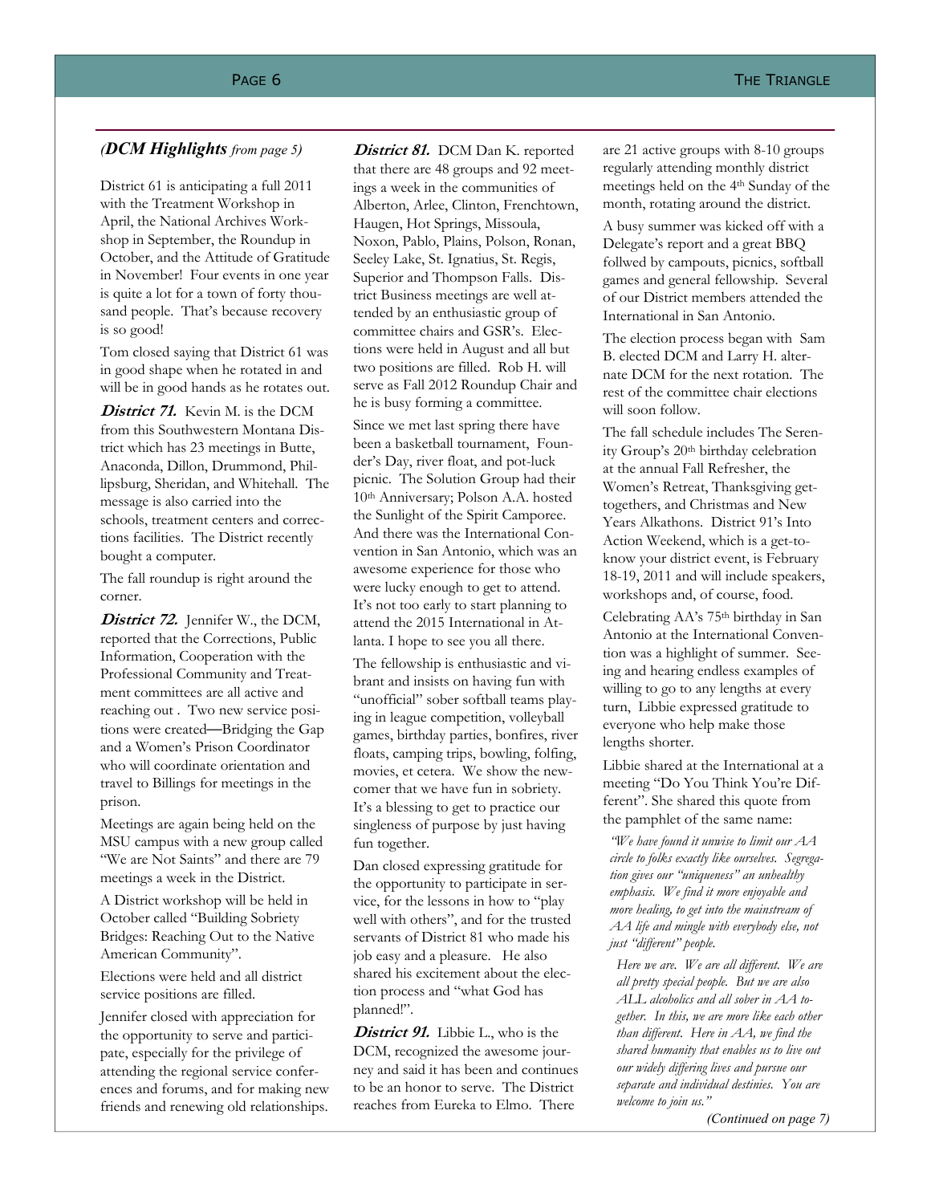*(**DCM Highlights** from page 5)*

District 61 is anticipating a full 2011 with the Treatment Workshop in April, the National Archives Workshop in September, the Roundup in October, and the Attitude of Gratitude in November! Four events in one year is quite a lot for a town of forty thousand people. That's because recovery is so good!

Tom closed saying that District 61 was in good shape when he rotated in and will be in good hands as he rotates out.

***District 71.*** Kevin M. is the DCM from this Southwestern Montana District which has 23 meetings in Butte, Anaconda, Dillon, Drummond, Phillipsburg, Sheridan, and Whitehall. The message is also carried into the schools, treatment centers and corrections facilities. The District recently bought a computer.

The fall roundup is right around the corner.

***District 72.*** Jennifer W., the DCM, reported that the Corrections, Public Information, Cooperation with the Professional Community and Treatment committees are all active and reaching out . Two new service positions were created—Bridging the Gap and a Women's Prison Coordinator who will coordinate orientation and travel to Billings for meetings in the prison.

Meetings are again being held on the MSU campus with a new group called "We are Not Saints" and there are 79 meetings a week in the District.

A District workshop will be held in October called "Building Sobriety Bridges: Reaching Out to the Native American Community".

Elections were held and all district service positions are filled.

Jennifer closed with appreciation for the opportunity to serve and participate, especially for the privilege of attending the regional service conferences and forums, and for making new friends and renewing old relationships.

***District 81.*** DCM Dan K. reported that there are 48 groups and 92 meetings a week in the communities of Alberton, Arlee, Clinton, Frenchtown, Haugen, Hot Springs, Missoula, Noxon, Pablo, Plains, Polson, Ronan, Seeley Lake, St. Ignatius, St. Regis, Superior and Thompson Falls. District Business meetings are well attended by an enthusiastic group of committee chairs and GSR's. Elections were held in August and all but two positions are filled. Rob H. will serve as Fall 2012 Roundup Chair and he is busy forming a committee.

Since we met last spring there have been a basketball tournament, Founder's Day, river float, and pot-luck picnic. The Solution Group had their 10th Anniversary; Polson A.A. hosted the Sunlight of the Spirit Camporee. And there was the International Convention in San Antonio, which was an awesome experience for those who were lucky enough to get to attend. It's not too early to start planning to attend the 2015 International in Atlanta. I hope to see you all there.

The fellowship is enthusiastic and vibrant and insists on having fun with "unofficial" sober softball teams playing in league competition, volleyball games, birthday parties, bonfires, river floats, camping trips, bowling, folfing, movies, et cetera. We show the newcomer that we have fun in sobriety. It's a blessing to get to practice our singleness of purpose by just having fun together.

Dan closed expressing gratitude for the opportunity to participate in service, for the lessons in how to "play well with others", and for the trusted servants of District 81 who made his job easy and a pleasure. He also shared his excitement about the election process and "what God has planned!".

***District 91.*** Libbie L., who is the DCM, recognized the awesome journey and said it has been and continues to be an honor to serve. The District reaches from Eureka to Elmo. There are 21 active groups with 8-10 groups regularly attending monthly district meetings held on the 4th Sunday of the month, rotating around the district.

A busy summer was kicked off with a Delegate's report and a great BBQ follwed by campouts, picnics, softball games and general fellowship. Several of our District members attended the International in San Antonio.

The election process began with Sam B. elected DCM and Larry H. alternate DCM for the next rotation. The rest of the committee chair elections will soon follow.

The fall schedule includes The Serenity Group's 20th birthday celebration at the annual Fall Refresher, the Women's Retreat, Thanksgiving get-togethers, and Christmas and New Years Alkathons. District 91's Into Action Weekend, which is a get-to-know your district event, is February 18-19, 2011 and will include speakers, workshops and, of course, food.

Celebrating AA's 75th birthday in San Antonio at the International Convention was a highlight of summer. Seeing and hearing endless examples of willing to go to any lengths at every turn, Libbie expressed gratitude to everyone who help make those lengths shorter.

Libbie shared at the International at a meeting "Do You Think You're Different". She shared this quote from the pamphlet of the same name:

> *"We have found it unwise to limit our AA circle to folks exactly like ourselves. Segregation gives our "uniqueness" an unhealthy emphasis. We find it more enjoyable and more healing, to get into the mainstream of AA life and mingle with everybody else, not just "different" people.*
>
> *Here we are. We are all different. We are all pretty special people. But we are also ALL alcoholics and all sober in AA together. In this, we are more like each other than different. Here in AA, we find the shared humanity that enables us to live out our widely differing lives and pursue our separate and individual destinies. You are welcome to join us."*

*(Continued on page 7)*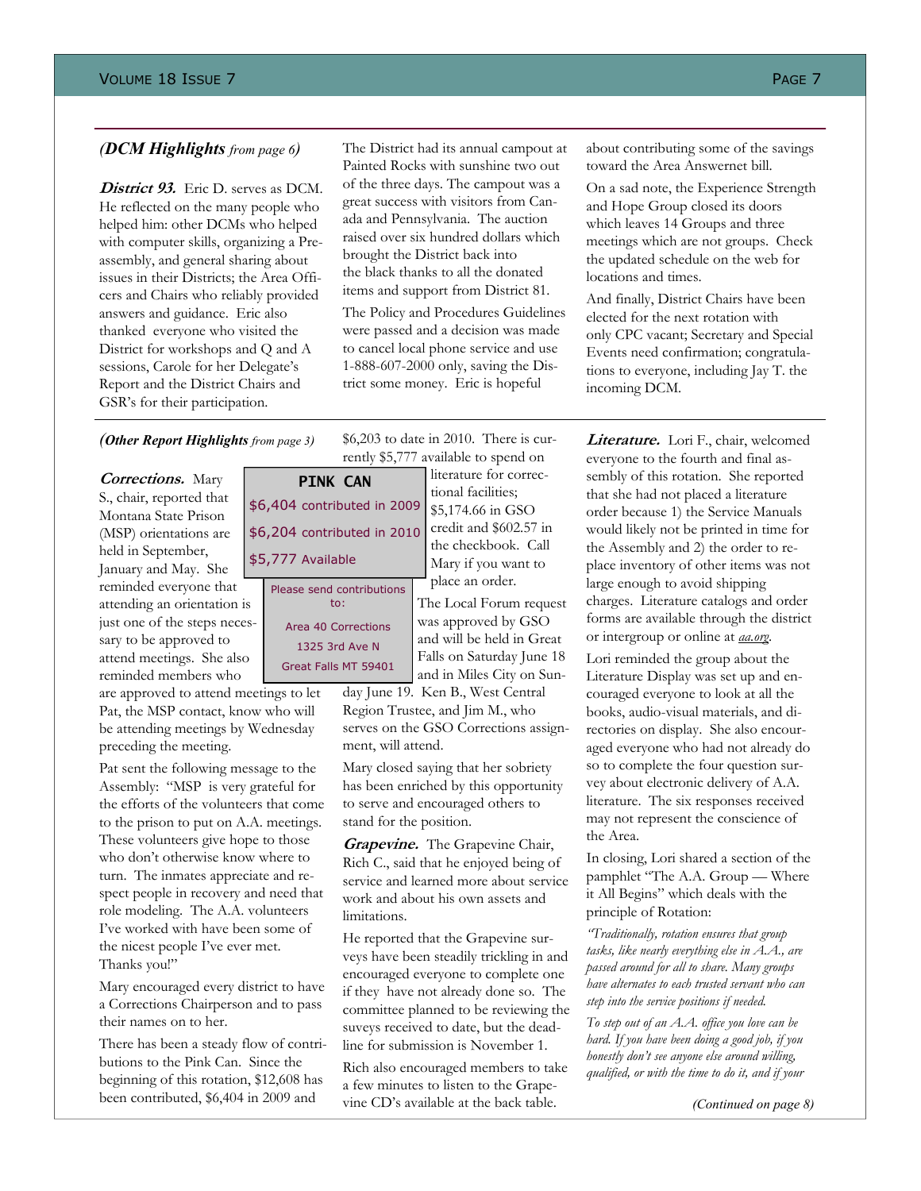*(DCM Highlights from page 6)*

***District 93.*** Eric D. serves as DCM. He reflected on the many people who helped him: other DCMs who helped with computer skills, organizing a Pre-assembly, and general sharing about issues in their Districts; the Area Officers and Chairs who reliably provided answers and guidance. Eric also thanked everyone who visited the District for workshops and Q and A sessions, Carole for her Delegate's Report and the District Chairs and GSR's for their participation.

The District had its annual campout at Painted Rocks with sunshine two out of the three days. The campout was a great success with visitors from Canada and Pennsylvania. The auction raised over six hundred dollars which brought the District back into the black thanks to all the donated items and support from District 81.

The Policy and Procedures Guidelines were passed and a decision was made to cancel local phone service and use 1-888-607-2000 only, saving the District some money. Eric is hopeful about contributing some of the savings toward the Area Answernet bill.

On a sad note, the Experience Strength and Hope Group closed its doors which leaves 14 Groups and three meetings which are not groups. Check the updated schedule on the web for locations and times.

And finally, District Chairs have been elected for the next rotation with only CPC vacant; Secretary and Special Events need confirmation; congratulations to everyone, including Jay T. the incoming DCM.

---

*(Other Report Highlights from page 3)*

***Corrections.*** Mary S., chair, reported that Montana State Prison (MSP) orientations are held in September, January and May. She reminded everyone that attending an orientation is just one of the steps necessary to be approved to attend meetings. She also reminded members who are approved to attend meetings to let Pat, the MSP contact, know who will be attending meetings by Wednesday preceding the meeting.

**PINK CAN**

$6,404 contributed in 2009

$6,204 contributed in 2010

$5,777 Available

Please send contributions to:

Area 40 Corrections
1325 3rd Ave N
Great Falls MT 59401

Pat sent the following message to the Assembly: "MSP is very grateful for the efforts of the volunteers that come to the prison to put on A.A. meetings. These volunteers give hope to those who don't otherwise know where to turn. The inmates appreciate and respect people in recovery and need that role modeling. The A.A. volunteers I've worked with have been some of the nicest people I've ever met. Thanks you!"

Mary encouraged every district to have a Corrections Chairperson and to pass their names on to her.

There has been a steady flow of contributions to the Pink Can. Since the beginning of this rotation, $12,608 has been contributed, $6,404 in 2009 and $6,203 to date in 2010. There is currently $5,777 available to spend on literature for correctional facilities; $5,174.66 in GSO credit and $602.57 in the checkbook. Call Mary if you want to place an order.

The Local Forum request was approved by GSO and will be held in Great Falls on Saturday June 18 and in Miles City on Sunday June 19. Ken B., West Central Region Trustee, and Jim M., who serves on the GSO Corrections assignment, will attend.

Mary closed saying that her sobriety has been enriched by this opportunity to serve and encouraged others to stand for the position.

***Grapevine.*** The Grapevine Chair, Rich C., said that he enjoyed being of service and learned more about service work and about his own assets and limitations.

He reported that the Grapevine surveys have been steadily trickling in and encouraged everyone to complete one if they have not already done so. The committee planned to be reviewing the suveys received to date, but the deadline for submission is November 1.

Rich also encouraged members to take a few minutes to listen to the Grapevine CD's available at the back table.

***Literature.*** Lori F., chair, welcomed everyone to the fourth and final assembly of this rotation. She reported that she had not placed a literature order because 1) the Service Manuals would likely not be printed in time for the Assembly and 2) the order to replace inventory of other items was not large enough to avoid shipping charges. Literature catalogs and order forms are available through the district or intergroup or online at *aa.org*.

Lori reminded the group about the Literature Display was set up and encouraged everyone to look at all the books, audio-visual materials, and directories on display. She also encouraged everyone who had not already do so to complete the four question survey about electronic delivery of A.A. literature. The six responses received may not represent the conscience of the Area.

In closing, Lori shared a section of the pamphlet "The A.A. Group — Where it All Begins" which deals with the principle of Rotation:

*"Traditionally, rotation ensures that group tasks, like nearly everything else in A.A., are passed around for all to share. Many groups have alternates to each trusted servant who can step into the service positions if needed.*

*To step out of an A.A. office you love can be hard. If you have been doing a good job, if you honestly don't see anyone else around willing, qualified, or with the time to do it, and if your*

*(Continued on page 8)*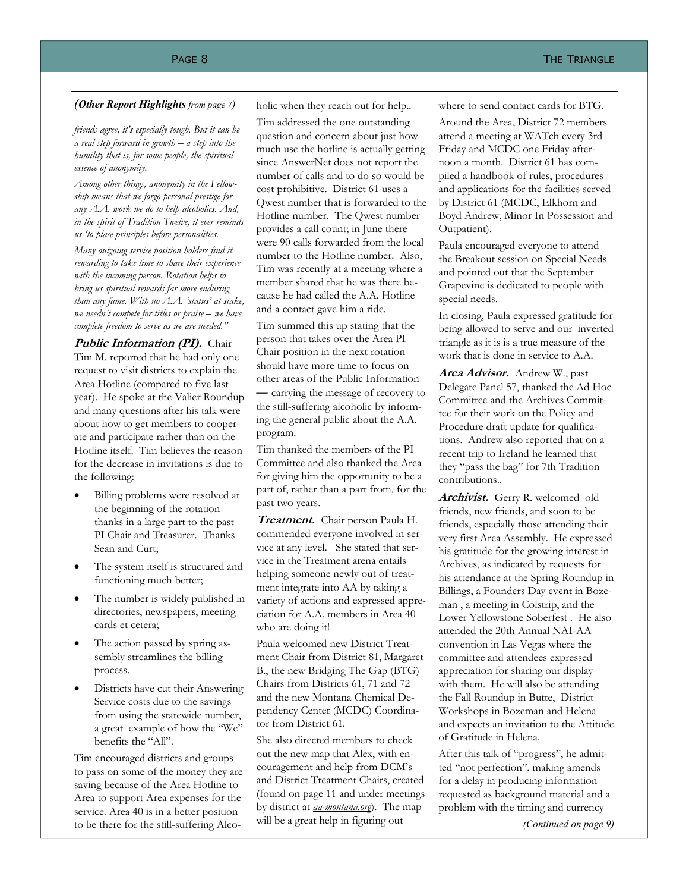***(Other Report Highlights** from page 7)*

*friends agree, it's especially tough. But it can be a real step forward in growth – a step into the humility that is, for some people, the spiritual essence of anonymity.*

*Among other things, anonymity in the Fellowship means that we forgo personal prestige for any A.A. work we do to help alcoholics. And, in the spirit of Tradition Twelve, it ever reminds us 'to place principles before personalities.*

*Many outgoing service position holders find it rewarding to take time to share their experience with the incoming person. Rotation helps to bring us spiritual rewards far more enduring than any fame. With no A.A. 'status' at stake, we needn't compete for titles or praise – we have complete freedom to serve as we are needed."*

***Public Information (PI).*** Chair Tim M. reported that he had only one request to visit districts to explain the Area Hotline (compared to five last year). He spoke at the Valier Roundup and many questions after his talk were about how to get members to cooperate and participate rather than on the Hotline itself. Tim believes the reason for the decrease in invitations is due to the following:

- Billing problems were resolved at the beginning of the rotation thanks in a large part to the past PI Chair and Treasurer. Thanks Sean and Curt;
- The system itself is structured and functioning much better;
- The number is widely published in directories, newspapers, meeting cards et cetera;
- The action passed by spring assembly streamlines the billing process.
- Districts have cut their Answering Service costs due to the savings from using the statewide number, a great example of how the "We" benefits the "All".

Tim encouraged districts and groups to pass on some of the money they are saving because of the Area Hotline to Area to support Area expenses for the service. Area 40 is in a better position to be there for the still-suffering Alcoholic when they reach out for help..

Tim addressed the one outstanding question and concern about just how much use the hotline is actually getting since AnswerNet does not report the number of calls and to do so would be cost prohibitive. District 61 uses a Qwest number that is forwarded to the Hotline number. The Qwest number provides a call count; in June there were 90 calls forwarded from the local number to the Hotline number. Also, Tim was recently at a meeting where a member shared that he was there because he had called the A.A. Hotline and a contact gave him a ride.

Tim summed this up stating that the person that takes over the Area PI Chair position in the next rotation should have more time to focus on other areas of the Public Information — carrying the message of recovery to the still-suffering alcoholic by informing the general public about the A.A. program.

Tim thanked the members of the PI Committee and also thanked the Area for giving him the opportunity to be a part of, rather than a part from, for the past two years.

***Treatment.*** Chair person Paula H. commended everyone involved in service at any level. She stated that service in the Treatment arena entails helping someone newly out of treatment integrate into AA by taking a variety of actions and expressed appreciation for A.A. members in Area 40 who are doing it!

Paula welcomed new District Treatment Chair from District 81, Margaret B., the new Bridging The Gap (BTG) Chairs from Districts 61, 71 and 72 and the new Montana Chemical Dependency Center (MCDC) Coordinator from District 61.

She also directed members to check out the new map that Alex, with encouragement and help from DCM's and District Treatment Chairs, created (found on page 11 and under meetings by district at *aa-montana.org*). The map will be a great help in figuring out where to send contact cards for BTG.

Around the Area, District 72 members attend a meeting at WATch every 3rd Friday and MCDC one Friday afternoon a month. District 61 has compiled a handbook of rules, procedures and applications for the facilities served by District 61 (MCDC, Elkhorn and Boyd Andrew, Minor In Possession and Outpatient).

Paula encouraged everyone to attend the Breakout session on Special Needs and pointed out that the September Grapevine is dedicated to people with special needs.

In closing, Paula expressed gratitude for being allowed to serve and our inverted triangle as it is is a true measure of the work that is done in service to A.A.

***Area Advisor.*** Andrew W., past Delegate Panel 57, thanked the Ad Hoc Committee and the Archives Committee for their work on the Policy and Procedure draft update for qualifications. Andrew also reported that on a recent trip to Ireland he learned that they "pass the bag" for 7th Tradition contributions..

***Archivist.*** Gerry R. welcomed old friends, new friends, and soon to be friends, especially those attending their very first Area Assembly. He expressed his gratitude for the growing interest in Archives, as indicated by requests for his attendance at the Spring Roundup in Billings, a Founders Day event in Bozeman , a meeting in Colstrip, and the Lower Yellowstone Soberfest . He also attended the 20th Annual NAI-AA convention in Las Vegas where the committee and attendees expressed appreciation for sharing our display with them. He will also be attending the Fall Roundup in Butte, District Workshops in Bozeman and Helena and expects an invitation to the Attitude of Gratitude in Helena.

After this talk of "progress", he admitted "not perfection", making amends for a delay in producing information requested as background material and a problem with the timing and currency

*(Continued on page 9)*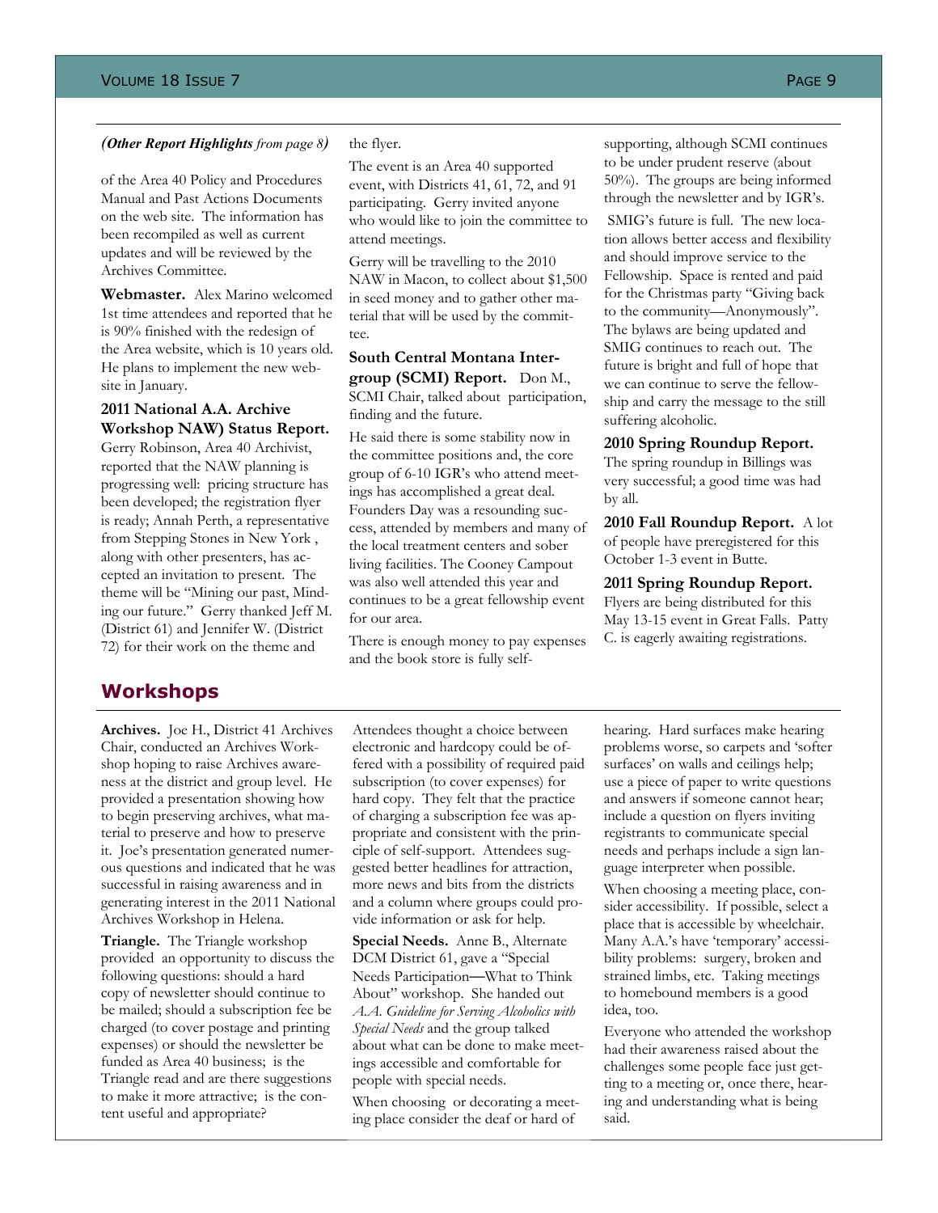*(**Other Report Highlights** from page 8)*

of the Area 40 Policy and Procedures Manual and Past Actions Documents on the web site. The information has been recompiled as well as current updates and will be reviewed by the Archives Committee.

**Webmaster.** Alex Marino welcomed 1st time attendees and reported that he is 90% finished with the redesign of the Area website, which is 10 years old. He plans to implement the new website in January.

**2011 National A.A. Archive Workshop NAW) Status Report.** Gerry Robinson, Area 40 Archivist, reported that the NAW planning is progressing well: pricing structure has been developed; the registration flyer is ready; Annah Perth, a representative from Stepping Stones in New York , along with other presenters, has accepted an invitation to present. The theme will be "Mining our past, Minding our future." Gerry thanked Jeff M. (District 61) and Jennifer W. (District 72) for their work on the theme and the flyer.

The event is an Area 40 supported event, with Districts 41, 61, 72, and 91 participating. Gerry invited anyone who would like to join the committee to attend meetings.

Gerry will be travelling to the 2010 NAW in Macon, to collect about $1,500 in seed money and to gather other material that will be used by the committee.

**South Central Montana Intergroup (SCMI) Report.** Don M., SCMI Chair, talked about participation, finding and the future.

He said there is some stability now in the committee positions and, the core group of 6-10 IGR's who attend meetings has accomplished a great deal. Founders Day was a resounding success, attended by members and many of the local treatment centers and sober living facilities. The Cooney Campout was also well attended this year and continues to be a great fellowship event for our area.

There is enough money to pay expenses and the book store is fully self-supporting, although SCMI continues to be under prudent reserve (about 50%). The groups are being informed through the newsletter and by IGR's.

SMIG's future is full. The new location allows better access and flexibility and should improve service to the Fellowship. Space is rented and paid for the Christmas party "Giving back to the community—Anonymously". The bylaws are being updated and SMIG continues to reach out. The future is bright and full of hope that we can continue to serve the fellowship and carry the message to the still suffering alcoholic.

**2010 Spring Roundup Report.** The spring roundup in Billings was very successful; a good time was had by all.

**2010 Fall Roundup Report.** A lot of people have preregistered for this October 1-3 event in Butte.

**2011 Spring Roundup Report.** Flyers are being distributed for this May 13-15 event in Great Falls. Patty C. is eagerly awaiting registrations.

## Workshops

**Archives.** Joe H., District 41 Archives Chair, conducted an Archives Workshop hoping to raise Archives awareness at the district and group level. He provided a presentation showing how to begin preserving archives, what material to preserve and how to preserve it. Joe's presentation generated numerous questions and indicated that he was successful in raising awareness and in generating interest in the 2011 National Archives Workshop in Helena.

**Triangle.** The Triangle workshop provided an opportunity to discuss the following questions: should a hard copy of newsletter should continue to be mailed; should a subscription fee be charged (to cover postage and printing expenses) or should the newsletter be funded as Area 40 business; is the Triangle read and are there suggestions to make it more attractive; is the content useful and appropriate?

Attendees thought a choice between electronic and hardcopy could be offered with a possibility of required paid subscription (to cover expenses) for hard copy. They felt that the practice of charging a subscription fee was appropriate and consistent with the principle of self-support. Attendees suggested better headlines for attraction, more news and bits from the districts and a column where groups could provide information or ask for help.

**Special Needs.** Anne B., Alternate DCM District 61, gave a "Special Needs Participation—What to Think About" workshop. She handed out *A.A. Guideline for Serving Alcoholics with Special Needs* and the group talked about what can be done to make meetings accessible and comfortable for people with special needs.

When choosing or decorating a meeting place consider the deaf or hard of hearing. Hard surfaces make hearing problems worse, so carpets and 'softer surfaces' on walls and ceilings help; use a piece of paper to write questions and answers if someone cannot hear; include a question on flyers inviting registrants to communicate special needs and perhaps include a sign language interpreter when possible.

When choosing a meeting place, consider accessibility. If possible, select a place that is accessible by wheelchair. Many A.A.'s have 'temporary' accessibility problems: surgery, broken and strained limbs, etc. Taking meetings to homebound members is a good idea, too.

Everyone who attended the workshop had their awareness raised about the challenges some people face just getting to a meeting or, once there, hearing and understanding what is being said.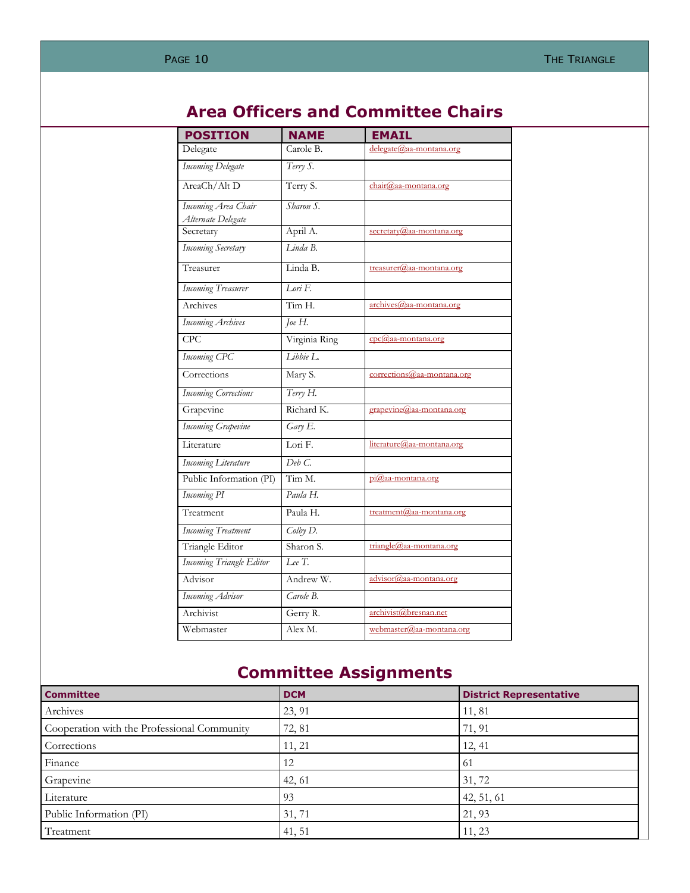# Area Officers and Committee Chairs

| POSITION | NAME | EMAIL |
|---|---|---|
| Delegate | Carole B. | delegate@aa-montana.org |
| *Incoming Delegate* | *Terry S.* | |
| AreaCh/Alt D | Terry S. | chair@aa-montana.org |
| *Incoming Area Chair Alternate Delegate* | *Sharon S.* | |
| Secretary | April A. | secretary@aa-montana.org |
| *Incoming Secretary* | *Linda B.* | |
| Treasurer | Linda B. | treasurer@aa-montana.org |
| *Incoming Treasurer* | *Lori F.* | |
| Archives | Tim H. | archives@aa-montana.org |
| *Incoming Archives* | *Joe H.* | |
| CPC | Virginia Ring | cpc@aa-montana.org |
| *Incoming CPC* | *Libbie L.* | |
| Corrections | Mary S. | corrections@aa-montana.org |
| *Incoming Corrections* | *Terry H.* | |
| Grapevine | Richard K. | grapevine@aa-montana.org |
| *Incoming Grapevine* | *Gary E.* | |
| Literature | Lori F. | literature@aa-montana.org |
| *Incoming Literature* | *Deb C.* | |
| Public Information (PI) | Tim M. | pi@aa-montana.org |
| *Incoming PI* | *Paula H.* | |
| Treatment | Paula H. | treatment@aa-montana.org |
| *Incoming Treatment* | *Colby D.* | |
| Triangle Editor | Sharon S. | triangle@aa-montana.org |
| *Incoming Triangle Editor* | *Lee T.* | |
| Advisor | Andrew W. | advisor@aa-montana.org |
| *Incoming Advisor* | *Carole B.* | |
| Archivist | Gerry R. | archivist@bresnan.net |
| Webmaster | Alex M. | webmaster@aa-montana.org |

# Committee Assignments

| Committee | DCM | District Representative |
|---|---|---|
| Archives | 23, 91 | 11, 81 |
| Cooperation with the Professional Community | 72, 81 | 71, 91 |
| Corrections | 11, 21 | 12, 41 |
| Finance | 12 | 61 |
| Grapevine | 42, 61 | 31, 72 |
| Literature | 93 | 42, 51, 61 |
| Public Information (PI) | 31, 71 | 21, 93 |
| Treatment | 41, 51 | 11, 23 |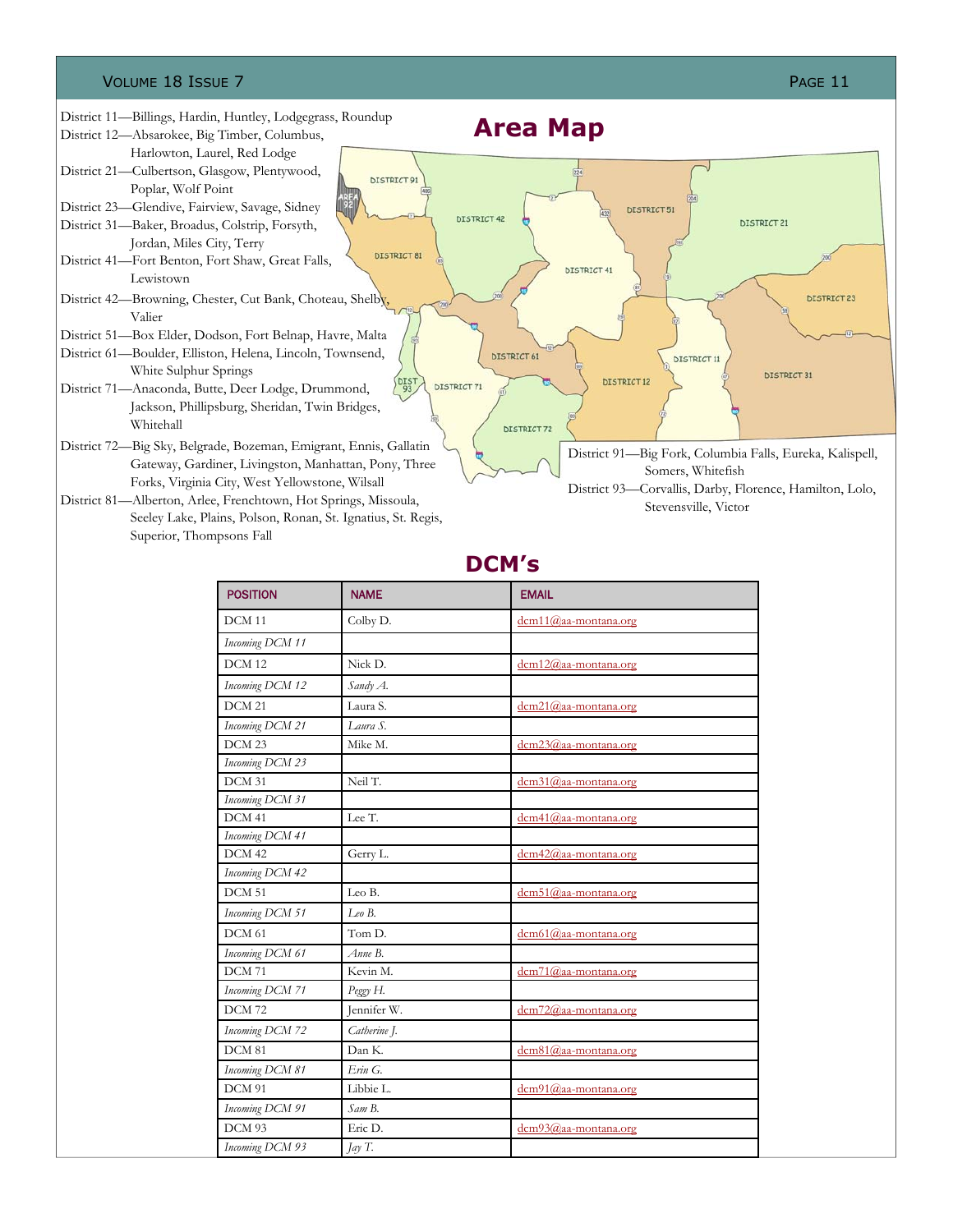## Area Map

District 11—Billings, Hardin, Huntley, Lodgegrass, Roundup
District 12—Absarokee, Big Timber, Columbus, Harlowton, Laurel, Red Lodge
District 21—Culbertson, Glasgow, Plentywood, Poplar, Wolf Point
District 23—Glendive, Fairview, Savage, Sidney
District 31—Baker, Broadus, Colstrip, Forsyth, Jordan, Miles City, Terry
District 41—Fort Benton, Fort Shaw, Great Falls, Lewistown
District 42—Browning, Chester, Cut Bank, Choteau, Shelby, Valier
District 51—Box Elder, Dodson, Fort Belnap, Havre, Malta
District 61—Boulder, Elliston, Helena, Lincoln, Townsend, White Sulphur Springs
District 71—Anaconda, Butte, Deer Lodge, Drummond, Jackson, Phillipsburg, Sheridan, Twin Bridges, Whitehall
District 72—Big Sky, Belgrade, Bozeman, Emigrant, Ennis, Gallatin Gateway, Gardiner, Livingston, Manhattan, Pony, Three Forks, Virginia City, West Yellowstone, Wilsall
District 81—Alberton, Arlee, Frenchtown, Hot Springs, Missoula, Seeley Lake, Plains, Polson, Ronan, St. Ignatius, St. Regis, Superior, Thompsons Fall
District 91—Big Fork, Columbia Falls, Eureka, Kalispell, Somers, Whitefish
District 93—Corvallis, Darby, Florence, Hamilton, Lolo, Stevensville, Victor

## DCM's

| POSITION | NAME | EMAIL |
|---|---|---|
| DCM 11 | Colby D. | dcm11@aa-montana.org |
| *Incoming DCM 11* | | |
| DCM 12 | Nick D. | dcm12@aa-montana.org |
| *Incoming DCM 12* | *Sandy A.* | |
| DCM 21 | Laura S. | dcm21@aa-montana.org |
| *Incoming DCM 21* | *Laura S.* | |
| DCM 23 | Mike M. | dcm23@aa-montana.org |
| *Incoming DCM 23* | | |
| DCM 31 | Neil T. | dcm31@aa-montana.org |
| *Incoming DCM 31* | | |
| DCM 41 | Lee T. | dcm41@aa-montana.org |
| *Incoming DCM 41* | | |
| DCM 42 | Gerry L. | dcm42@aa-montana.org |
| *Incoming DCM 42* | | |
| DCM 51 | Leo B. | dcm51@aa-montana.org |
| *Incoming DCM 51* | *Leo B.* | |
| DCM 61 | Tom D. | dcm61@aa-montana.org |
| *Incoming DCM 61* | *Anne B.* | |
| DCM 71 | Kevin M. | dcm71@aa-montana.org |
| *Incoming DCM 71* | *Peggy H.* | |
| DCM 72 | Jennifer W. | dcm72@aa-montana.org |
| *Incoming DCM 72* | *Catherine J.* | |
| DCM 81 | Dan K. | dcm81@aa-montana.org |
| *Incoming DCM 81* | *Erin G.* | |
| DCM 91 | Libbie L. | dcm91@aa-montana.org |
| *Incoming DCM 91* | *Sam B.* | |
| DCM 93 | Eric D. | dcm93@aa-montana.org |
| *Incoming DCM 93* | *Jay T.* | |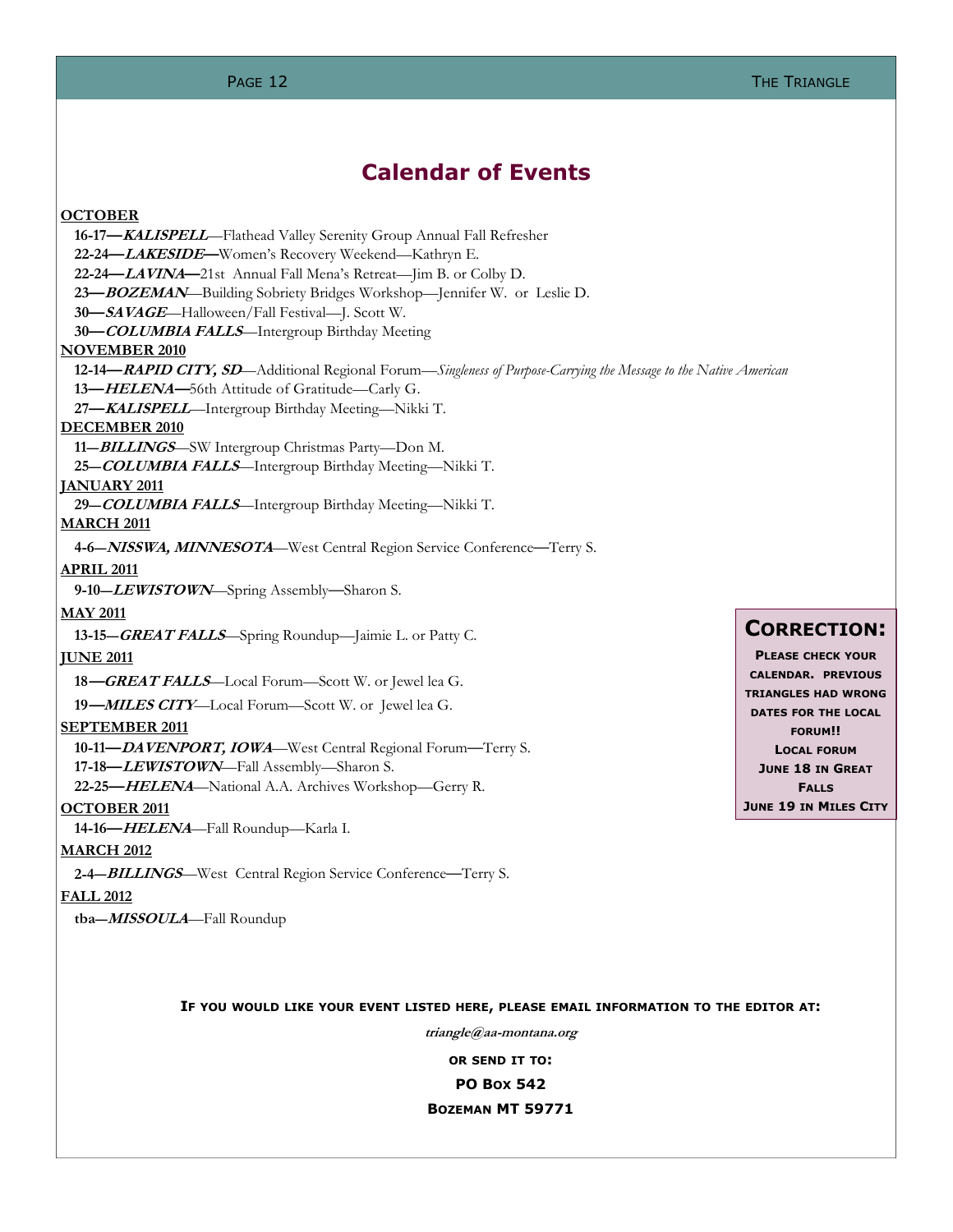# Calendar of Events

**OCTOBER**

**16-17—*KALISPELL***—Flathead Valley Serenity Group Annual Fall Refresher

**22-24—*LAKESIDE*—**Women's Recovery Weekend—Kathryn E.

**22-24—*LAVINA*—**21st Annual Fall Mena's Retreat—Jim B. or Colby D.

**23—*BOZEMAN***—Building Sobriety Bridges Workshop—Jennifer W. or Leslie D.

**30—*SAVAGE***—Halloween/Fall Festival—J. Scott W.

**30—*COLUMBIA FALLS***—Intergroup Birthday Meeting

**NOVEMBER 2010**

**12-14—*RAPID CITY, SD***—Additional Regional Forum—*Singleness of Purpose-Carrying the Message to the Native American*

**13—*HELENA*—**56th Attitude of Gratitude—Carly G.

**27—*KALISPELL***—Intergroup Birthday Meeting—Nikki T.

**DECEMBER 2010**

**11—*BILLINGS***—SW Intergroup Christmas Party—Don M.

**25—*COLUMBIA FALLS***—Intergroup Birthday Meeting—Nikki T.

**JANUARY 2011**

**29—*COLUMBIA FALLS***—Intergroup Birthday Meeting—Nikki T.

**MARCH 2011**

**4-6—*NISSWA, MINNESOTA***—West Central Region Service Conference—Terry S.

**APRIL 2011**

**9-10—*LEWISTOWN***—Spring Assembly—Sharon S.

**MAY 2011**

**13-15—*GREAT FALLS***—Spring Roundup—Jaimie L. or Patty C.

**JUNE 2011**

**18—*GREAT FALLS***—Local Forum—Scott W. or Jewel lea G.

**19—*MILES CITY***—Local Forum—Scott W. or Jewel lea G.

**SEPTEMBER 2011**

**10-11—*DAVENPORT, IOWA***—West Central Regional Forum—Terry S.

**17-18—*LEWISTOWN***—Fall Assembly—Sharon S.

**22-25—*HELENA***—National A.A. Archives Workshop—Gerry R.

**OCTOBER 2011**

**14-16—*HELENA***—Fall Roundup—Karla I.

**MARCH 2012**

**2-4—*BILLINGS***—West Central Region Service Conference—Terry S.

**FALL 2012**

**tba—*MISSOULA***—Fall Roundup

## CORRECTION:

**PLEASE CHECK YOUR CALENDAR. PREVIOUS TRIANGLES HAD WRONG DATES FOR THE LOCAL FORUM!!**

**LOCAL FORUM**
**JUNE 18 IN GREAT FALLS**
**JUNE 19 IN MILES CITY**

**IF YOU WOULD LIKE YOUR EVENT LISTED HERE, PLEASE EMAIL INFORMATION TO THE EDITOR AT:**

***triangle@aa-montana.org***

**OR SEND IT TO:**

**PO BOX 542**

**BOZEMAN MT 59771**